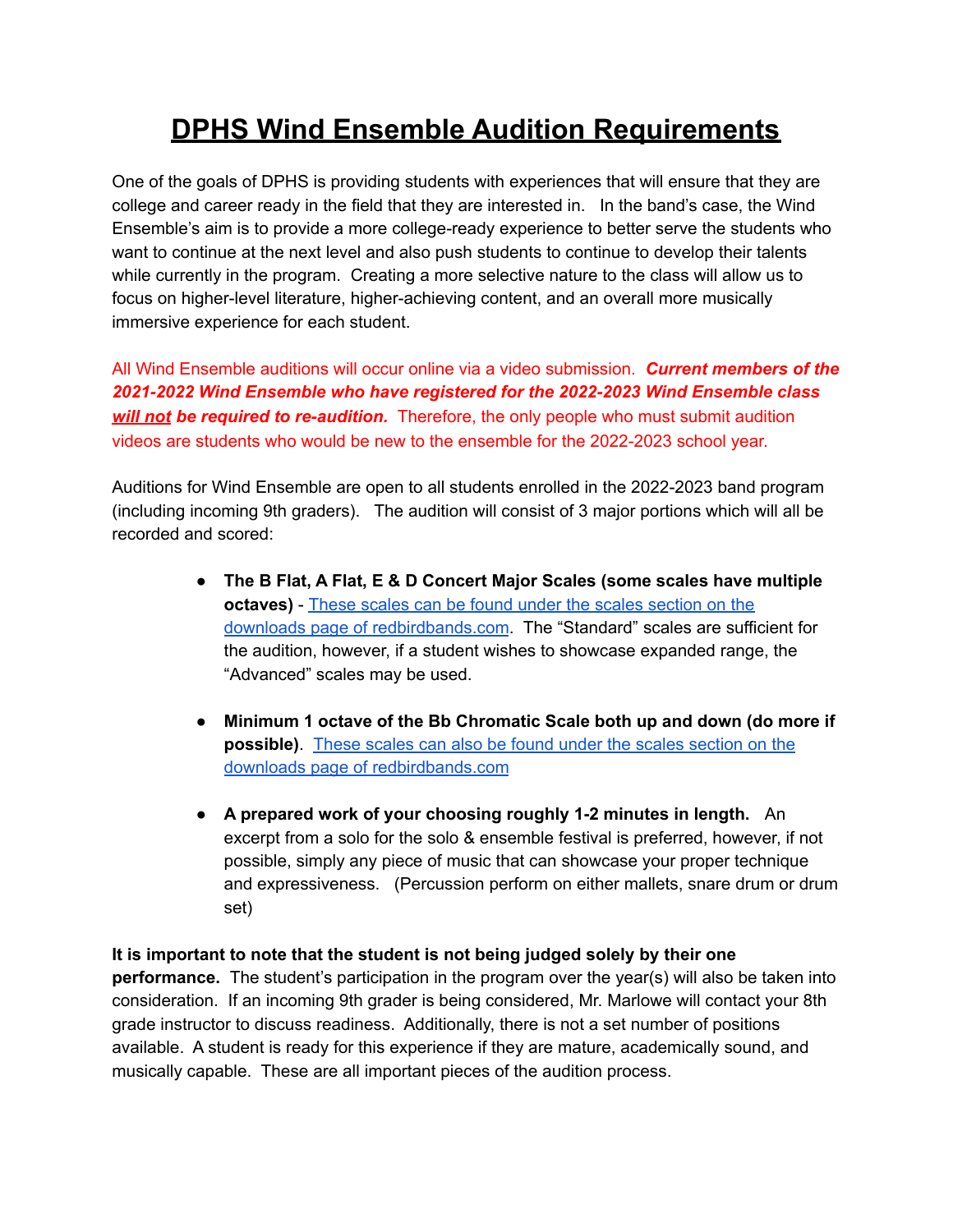# DPHS Wind Ensemble Audition Requirements

One of the goals of DPHS is providing students with experiences that will ensure that they are college and career ready in the field that they are interested in. In the band's case, the Wind Ensemble's aim is to provide a more college-ready experience to better serve the students who want to continue at the next level and also push students to continue to develop their talents while currently in the program. Creating a more selective nature to the class will allow us to focus on higher-level literature, higher-achieving content, and an overall more musically immersive experience for each student.

All Wind Ensemble auditions will occur online via a video submission. ***Current members of the 2021-2022 Wind Ensemble who have registered for the 2022-2023 Wind Ensemble class <u>will not</u> be required to re-audition.*** Therefore, the only people who must submit audition videos are students who would be new to the ensemble for the 2022-2023 school year.

Auditions for Wind Ensemble are open to all students enrolled in the 2022-2023 band program (including incoming 9th graders). The audition will consist of 3 major portions which will all be recorded and scored:

- **The B Flat, A Flat, E & D Concert Major Scales (some scales have multiple octaves)** - These scales can be found under the scales section on the downloads page of redbirdbands.com. The "Standard" scales are sufficient for the audition, however, if a student wishes to showcase expanded range, the "Advanced" scales may be used.
- **Minimum 1 octave of the Bb Chromatic Scale both up and down (do more if possible)**. These scales can also be found under the scales section on the downloads page of redbirdbands.com
- **A prepared work of your choosing roughly 1-2 minutes in length.** An excerpt from a solo for the solo & ensemble festival is preferred, however, if not possible, simply any piece of music that can showcase your proper technique and expressiveness. (Percussion perform on either mallets, snare drum or drum set)

**It is important to note that the student is not being judged solely by their one performance.** The student's participation in the program over the year(s) will also be taken into consideration. If an incoming 9th grader is being considered, Mr. Marlowe will contact your 8th grade instructor to discuss readiness. Additionally, there is not a set number of positions available. A student is ready for this experience if they are mature, academically sound, and musically capable. These are all important pieces of the audition process.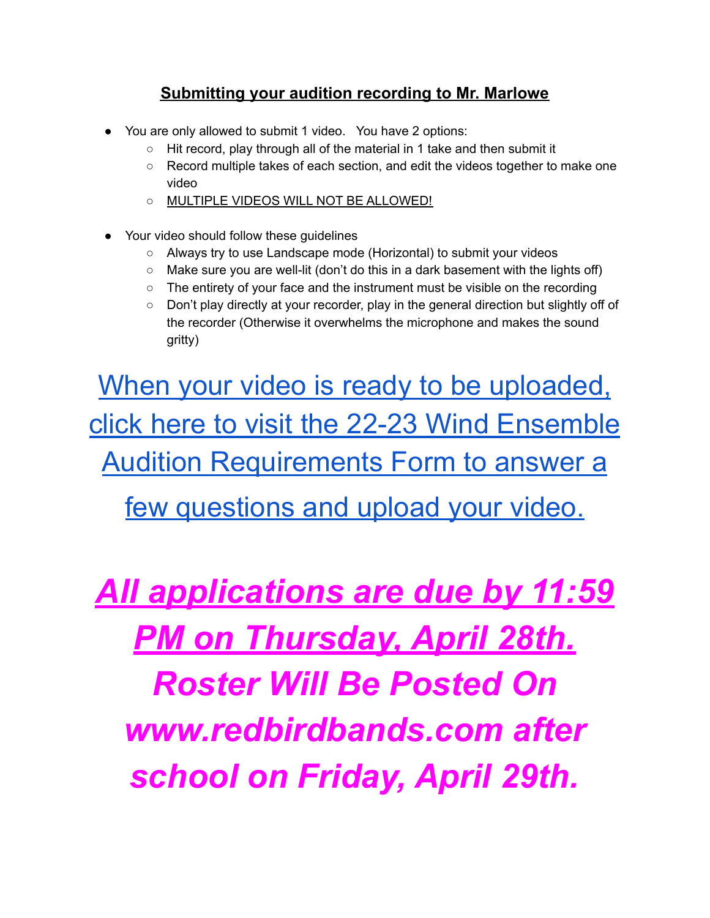## Submitting your audition recording to Mr. Marlowe

- You are only allowed to submit 1 video. You have 2 options:
  - Hit record, play through all of the material in 1 take and then submit it
  - Record multiple takes of each section, and edit the videos together to make one video
  - MULTIPLE VIDEOS WILL NOT BE ALLOWED!

- Your video should follow these guidelines
  - Always try to use Landscape mode (Horizontal) to submit your videos
  - Make sure you are well-lit (don't do this in a dark basement with the lights off)
  - The entirety of your face and the instrument must be visible on the recording
  - Don't play directly at your recorder, play in the general direction but slightly off of the recorder (Otherwise it overwhelms the microphone and makes the sound gritty)

When your video is ready to be uploaded, click here to visit the 22-23 Wind Ensemble Audition Requirements Form to answer a few questions and upload your video.

***All applications are due by 11:59 PM on Thursday, April 28th.***
***Roster Will Be Posted On www.redbirdbands.com after school on Friday, April 29th.***